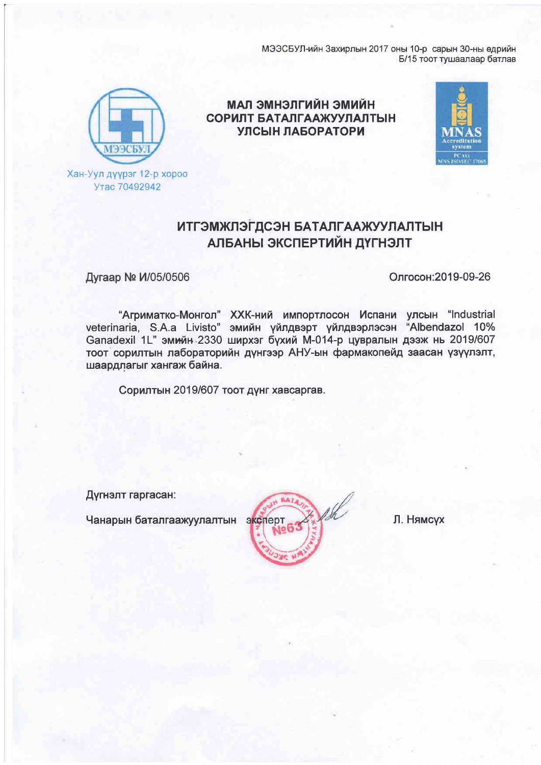МЭЭСБУЛ-ийн Захирлын 2017 оны 10-р сарын 30-ны өдрийн
Б/15 тоот тушаалаар батлав

МЭЭСБУЛ

Хан-Уул дүүрэг 12-р хороо
Утас 70492942

**МАЛ ЭМНЭЛГИЙН ЭМИЙН СОРИЛТ БАТАЛГААЖУУЛАЛТЫН УЛСЫН ЛАБОРАТОРИ**

MNAS
Accreditation system
PC xxx
MNS ISO/IEC 17065

# ИТГЭМЖЛЭГДСЭН БАТАЛГААЖУУЛАЛТЫН АЛБАНЫ ЭКСПЕРТИЙН ДҮГНЭЛТ

Дугаар № И/05/0506 Олгосон:2019-09-26

"Агриматко-Монгол" ХХК-ний импортлосон Испани улсын "Industrial veterinaria, S.A.a Livisto" эмийн үйлдвэрт үйлдвэрлэсэн "Albendazol 10% Ganadexil 1L" эмийн 2330 ширхэг бүхий М-014-р цувралын дээж нь 2019/607 тоот сорилтын лабораторийн дүнгээр АНУ-ын фармакопейд заасан үзүүлэлт, шаардлагыг хангаж байна.

Сорилтын 2019/607 тоот дүнг хавсаргав.

Дүгнэлт гаргасан:

Чанарын баталгаажуулалтын эксперт Л. Нямсүх

(Тамга: Чанарын баталгаажуулалтын эксперт №63)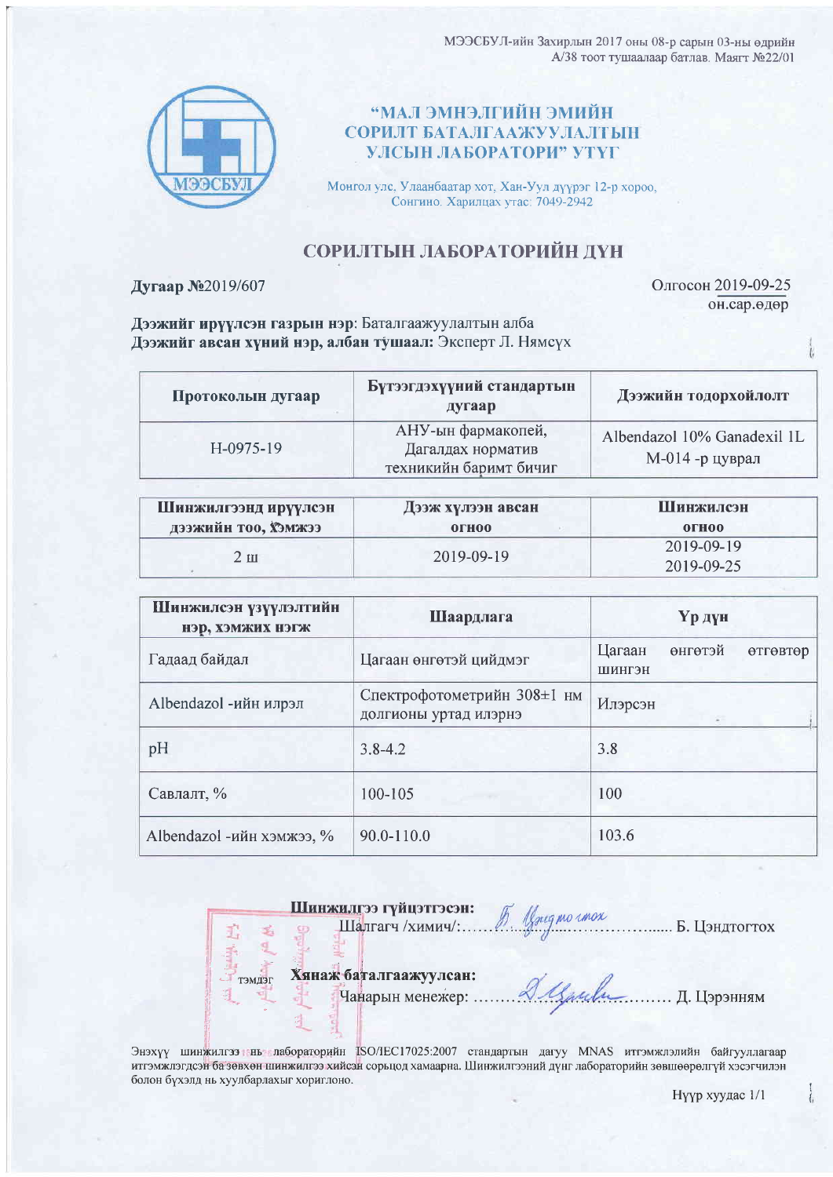МЭЭСБУЛ-ийн Захирлын 2017 оны 08-р сарын 03-ны өдрийн А/38 тоот тушаалаар батлав. Маягт №22/01

# "МАЛ ЭМНЭЛГИЙН ЭМИЙН СОРИЛТ БАТАЛГААЖУУЛАЛТЫН УЛСЫН ЛАБОРАТОРИ" УТҮГ

Монгол улс, Улаанбаатар хот, Хан-Уул дүүрэг 12-р хороо, Сонгино. Харилцах утас: 7049-2942

## СОРИЛТЫН ЛАБОРАТОРИЙН ДҮН

**Дугаар №**2019/607

Олгосон 2019-09-25 он.сар.өдөр

**Дээжийг ирүүлсэн газрын нэр**: Баталгаажуулалтын алба
**Дээжийг авсан хүний нэр, албан тушаал:** Эксперт Л. Нямсүх

| Протоколын дугаар | Бүтээгдэхүүний стандартын дугаар | Дээжийн тодорхойлолт |
|---|---|---|
| H-0975-19 | АНУ-ын фармакопей, Дагалдах норматив техникийн баримт бичиг | Albendazol 10% Ganadexil 1L M-014 -р цуврал |

| Шинжилгээнд ирүүлсэн дээжийн тоо, хэмжээ | Дээж хүлээн авсан огноо | Шинжилсэн огноо |
|---|---|---|
| 2 ш | 2019-09-19 | 2019-09-19<br>2019-09-25 |

| Шинжилсэн үзүүлэлтийн нэр, хэмжих нэгж | Шаардлага | Үр дүн |
|---|---|---|
| Гадаад байдал | Цагаан өнгөтэй цийдмэг | Цагаан өнгөтэй өтгөвтөр шингэн |
| Albendazol -ийн илрэл | Спектрофотометрийн 308±1 нм долгионы уртад илэрнэ | Илэрсэн |
| pH | 3.8-4.2 | 3.8 |
| Савлалт, % | 100-105 | 100 |
| Albendazol -ийн хэмжээ, % | 90.0-110.0 | 103.6 |

**Шинжилгээ гүйцэтгэсэн:**
Шалгагч /химич/:........................................ Б. Цэндтогтох

**Хянаж баталгаажуулсан:**
Чанарын менежер: ........................................ Д. Цэрэнням

ТЭМДЭГ

Энэхүү шинжилгээ нь лабораторийн ISO/IEC17025:2007 стандартын дагуу MNAS итгэмжлэлийн байгууллагаар итгэмжлэгдсэн бөгөөд зөвхөн шинжилгээ хийсэн сорьцод хамаарна. Шинжилгээний дүнг лабораторийн зөвшөөрөлгүй хэсэгчилэн болон бүхэлд нь хуулбарлахыг хориглоно.